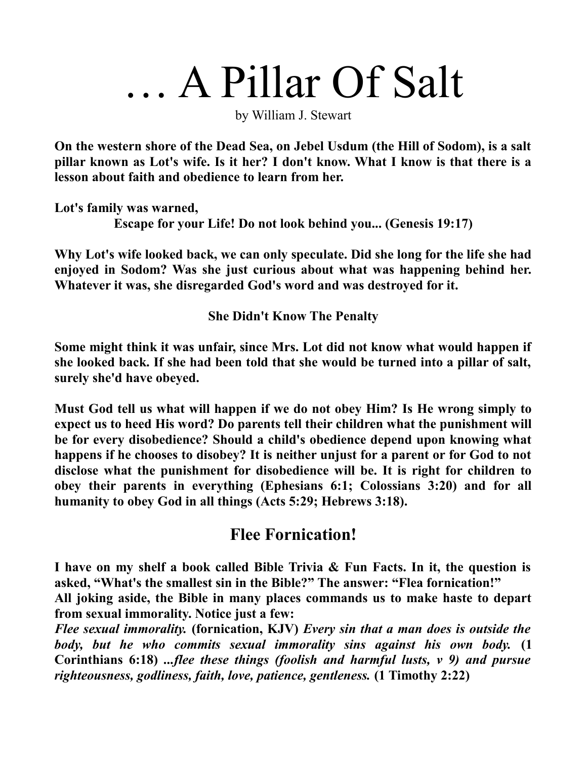# … A Pillar Of Salt

by William J. Stewart

**On the western shore of the Dead Sea, on Jebel Usdum (the Hill of Sodom), is a salt pillar known as Lot's wife. Is it her? I don't know. What I know is that there is a lesson about faith and obedience to learn from her.**

**Lot's family was warned,**

> **Escape for your Life! Do not look behind you... (Genesis 19:17)**

**Why Lot's wife looked back, we can only speculate. Did she long for the life she had enjoyed in Sodom? Was she just curious about what was happening behind her. Whatever it was, she disregarded God's word and was destroyed for it.**

**She Didn't Know The Penalty**

**Some might think it was unfair, since Mrs. Lot did not know what would happen if she looked back. If she had been told that she would be turned into a pillar of salt, surely she'd have obeyed.**

**Must God tell us what will happen if we do not obey Him? Is He wrong simply to expect us to heed His word? Do parents tell their children what the punishment will be for every disobedience? Should a child's obedience depend upon knowing what happens if he chooses to disobey? It is neither unjust for a parent or for God to not disclose what the punishment for disobedience will be. It is right for children to obey their parents in everything (Ephesians 6:1; Colossians 3:20) and for all humanity to obey God in all things (Acts 5:29; Hebrews 3:18).**

## Flee Fornication!

**I have on my shelf a book called Bible Trivia & Fun Facts. In it, the question is asked, "What's the smallest sin in the Bible?" The answer: "Flea fornication!"**
**All joking aside, the Bible in many places commands us to make haste to depart from sexual immorality. Notice just a few:**
***Flee sexual immorality.*** **(fornication, KJV)** ***Every sin that a man does is outside the body, but he who commits sexual immorality sins against his own body.*** **(1 Corinthians 6:18)** ***...flee these things (foolish and harmful lusts, v 9) and pursue righteousness, godliness, faith, love, patience, gentleness.*** **(1 Timothy 2:22)**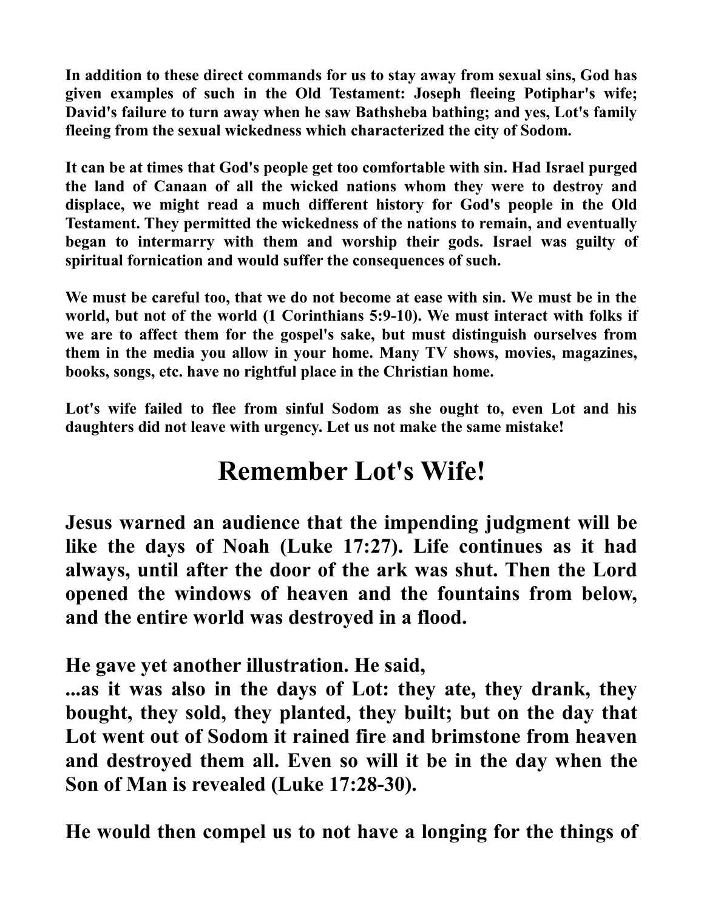**In addition to these direct commands for us to stay away from sexual sins, God has given examples of such in the Old Testament: Joseph fleeing Potiphar's wife; David's failure to turn away when he saw Bathsheba bathing; and yes, Lot's family fleeing from the sexual wickedness which characterized the city of Sodom.**

**It can be at times that God's people get too comfortable with sin. Had Israel purged the land of Canaan of all the wicked nations whom they were to destroy and displace, we might read a much different history for God's people in the Old Testament. They permitted the wickedness of the nations to remain, and eventually began to intermarry with them and worship their gods. Israel was guilty of spiritual fornication and would suffer the consequences of such.**

**We must be careful too, that we do not become at ease with sin. We must be in the world, but not of the world (1 Corinthians 5:9-10). We must interact with folks if we are to affect them for the gospel's sake, but must distinguish ourselves from them in the media you allow in your home. Many TV shows, movies, magazines, books, songs, etc. have no rightful place in the Christian home.**

**Lot's wife failed to flee from sinful Sodom as she ought to, even Lot and his daughters did not leave with urgency. Let us not make the same mistake!**

# Remember Lot's Wife!

**Jesus warned an audience that the impending judgment will be like the days of Noah (Luke 17:27). Life continues as it had always, until after the door of the ark was shut. Then the Lord opened the windows of heaven and the fountains from below, and the entire world was destroyed in a flood.**

**He gave yet another illustration. He said,**
**...as it was also in the days of Lot: they ate, they drank, they bought, they sold, they planted, they built; but on the day that Lot went out of Sodom it rained fire and brimstone from heaven and destroyed them all. Even so will it be in the day when the Son of Man is revealed (Luke 17:28-30).**

**He would then compel us to not have a longing for the things of**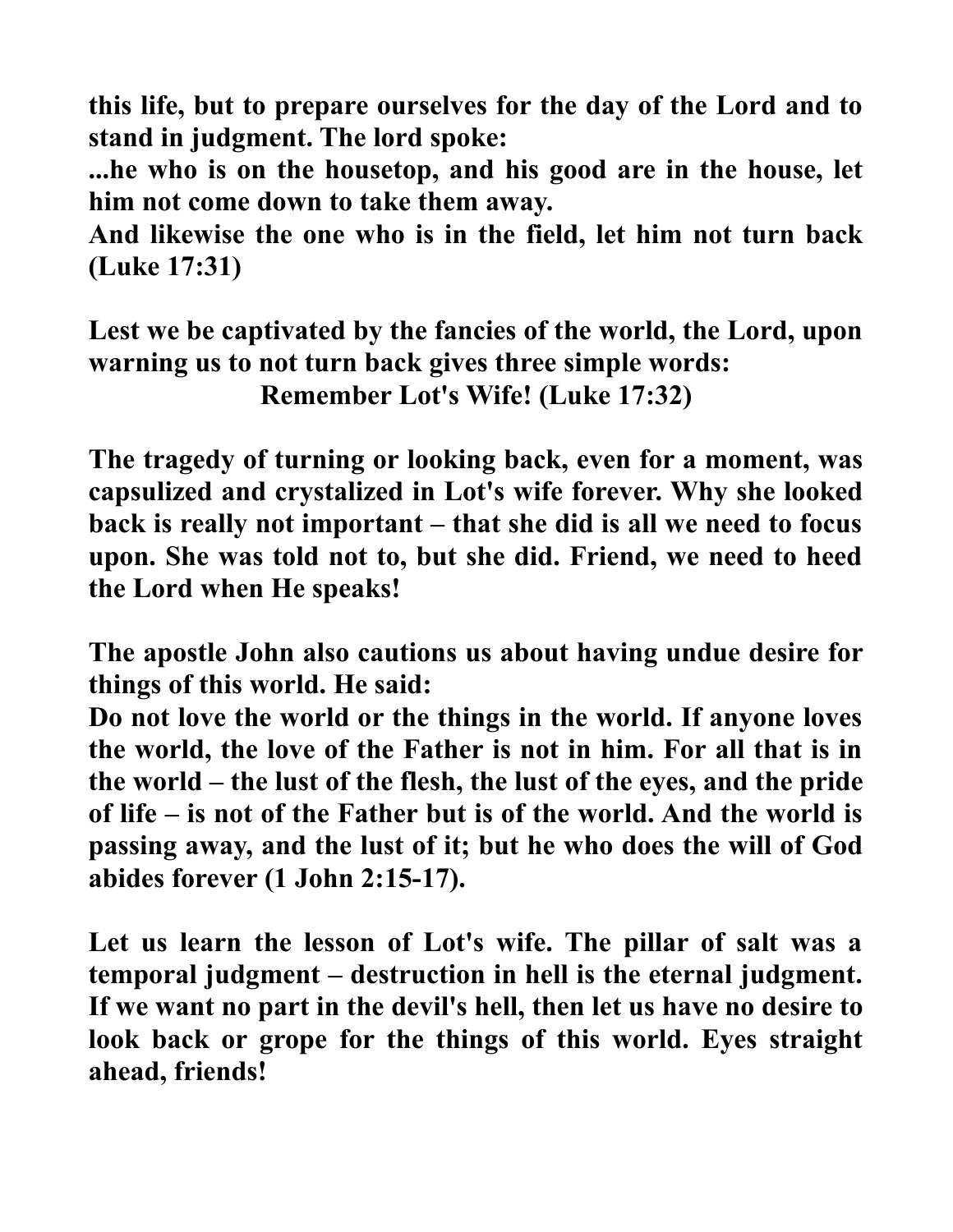**this life, but to prepare ourselves for the day of the Lord and to stand in judgment. The lord spoke:**

**...he who is on the housetop, and his good are in the house, let him not come down to take them away.**

**And likewise the one who is in the field, let him not turn back (Luke 17:31)**

**Lest we be captivated by the fancies of the world, the Lord, upon warning us to not turn back gives three simple words:**

**Remember Lot's Wife! (Luke 17:32)**

**The tragedy of turning or looking back, even for a moment, was capsulized and crystalized in Lot's wife forever. Why she looked back is really not important – that she did is all we need to focus upon. She was told not to, but she did. Friend, we need to heed the Lord when He speaks!**

**The apostle John also cautions us about having undue desire for things of this world. He said:**

**Do not love the world or the things in the world. If anyone loves the world, the love of the Father is not in him. For all that is in the world – the lust of the flesh, the lust of the eyes, and the pride of life – is not of the Father but is of the world. And the world is passing away, and the lust of it; but he who does the will of God abides forever (1 John 2:15-17).**

**Let us learn the lesson of Lot's wife. The pillar of salt was a temporal judgment – destruction in hell is the eternal judgment. If we want no part in the devil's hell, then let us have no desire to look back or grope for the things of this world. Eyes straight ahead, friends!**